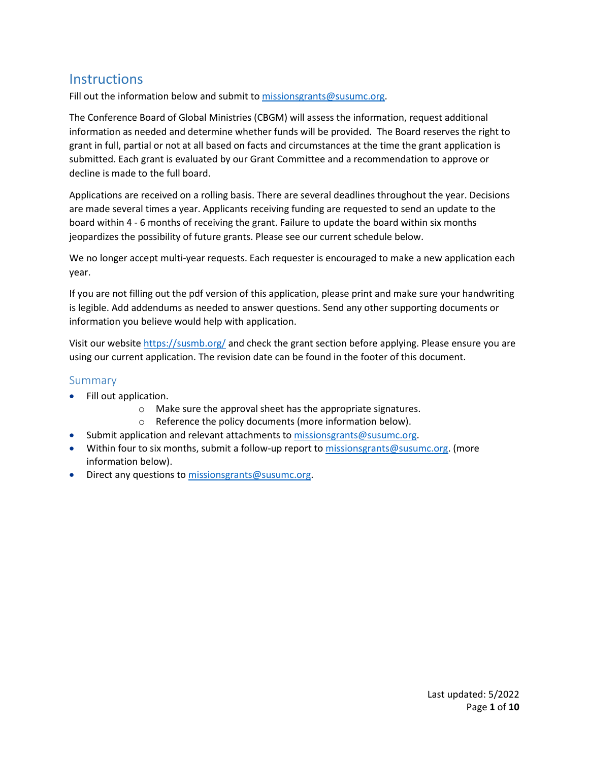## Instructions

Fill out the information below and submit to missionsgrants@susumc.org.

The Conference Board of Global Ministries (CBGM) will assess the information, request additional information as needed and determine whether funds will be provided. The Board reserves the right to grant in full, partial or not at all based on facts and circumstances at the time the grant application is submitted. Each grant is evaluated by our Grant Committee and a recommendation to approve or decline is made to the full board.

Applications are received on a rolling basis. There are several deadlines throughout the year. Decisions are made several times a year. Applicants receiving funding are requested to send an update to the board within 4 - 6 months of receiving the grant. Failure to update the board within six months jeopardizes the possibility of future grants. Please see our current schedule below.

We no longer accept multi-year requests. Each requester is encouraged to make a new application each year.

If you are not filling out the pdf version of this application, please print and make sure your handwriting is legible. Add addendums as needed to answer questions. Send any other supporting documents or information you believe would help with application.

Visit our website https://susmb.org/ and check the grant section before applying. Please ensure you are using our current application. The revision date can be found in the footer of this document.

### Summary

- Fill out application.
  - Make sure the approval sheet has the appropriate signatures.
  - Reference the policy documents (more information below).
- Submit application and relevant attachments to missionsgrants@susumc.org.
- Within four to six months, submit a follow-up report to missionsgrants@susumc.org. (more information below).
- Direct any questions to missionsgrants@susumc.org.

Last updated: 5/2022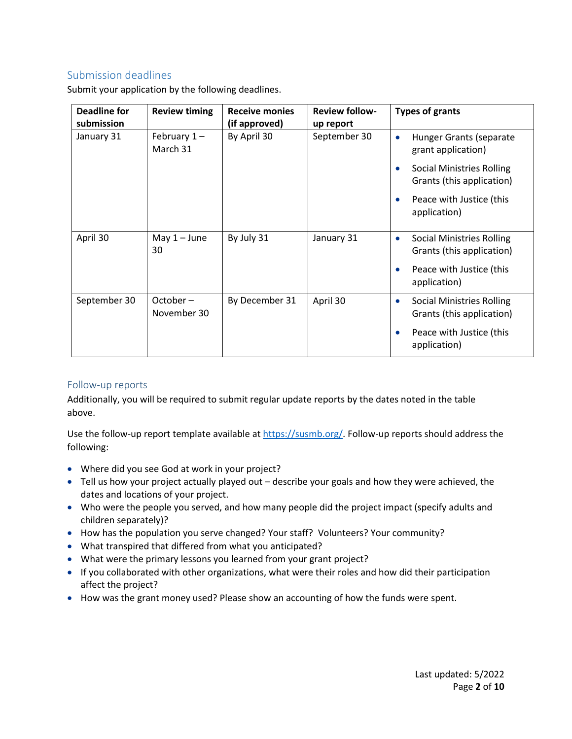## Submission deadlines

Submit your application by the following deadlines.

| Deadline for submission | Review timing | Receive monies (if approved) | Review follow-up report | Types of grants |
|---|---|---|---|---|
| January 31 | February 1 – March 31 | By April 30 | September 30 | • Hunger Grants (separate grant application)<br>• Social Ministries Rolling Grants (this application)<br>• Peace with Justice (this application) |
| April 30 | May 1 – June 30 | By July 31 | January 31 | • Social Ministries Rolling Grants (this application)<br>• Peace with Justice (this application) |
| September 30 | October – November 30 | By December 31 | April 30 | • Social Ministries Rolling Grants (this application)<br>• Peace with Justice (this application) |

## Follow-up reports

Additionally, you will be required to submit regular update reports by the dates noted in the table above.

Use the follow-up report template available at [https://susmb.org/](https://susmb.org/). Follow-up reports should address the following:

- Where did you see God at work in your project?
- Tell us how your project actually played out – describe your goals and how they were achieved, the dates and locations of your project.
- Who were the people you served, and how many people did the project impact (specify adults and children separately)?
- How has the population you serve changed? Your staff? Volunteers? Your community?
- What transpired that differed from what you anticipated?
- What were the primary lessons you learned from your grant project?
- If you collaborated with other organizations, what were their roles and how did their participation affect the project?
- How was the grant money used? Please show an accounting of how the funds were spent.

Last updated: 5/2022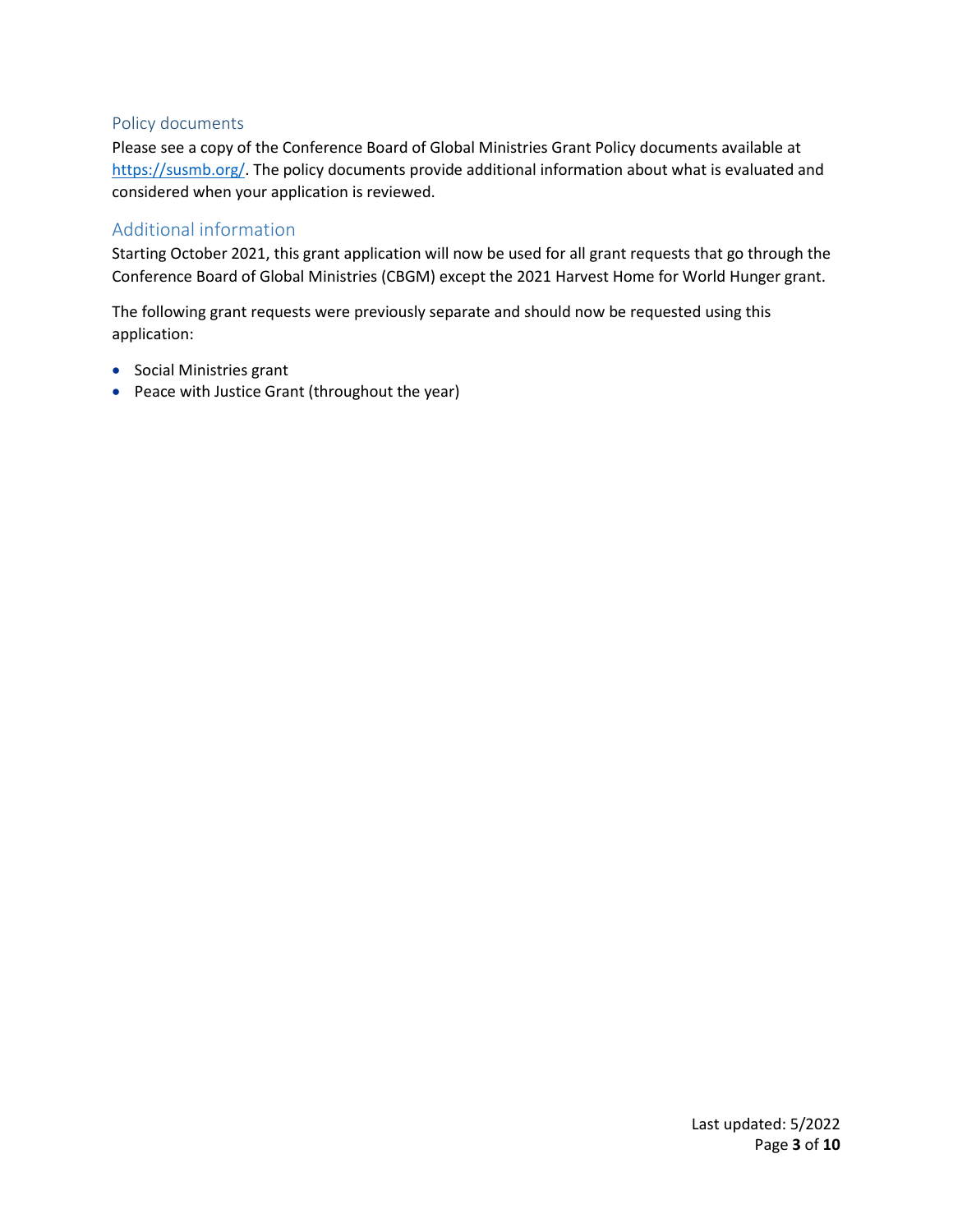## Policy documents

Please see a copy of the Conference Board of Global Ministries Grant Policy documents available at [https://susmb.org/](https://susmb.org/). The policy documents provide additional information about what is evaluated and considered when your application is reviewed.

## Additional information

Starting October 2021, this grant application will now be used for all grant requests that go through the Conference Board of Global Ministries (CBGM) except the 2021 Harvest Home for World Hunger grant.

The following grant requests were previously separate and should now be requested using this application:

- Social Ministries grant
- Peace with Justice Grant (throughout the year)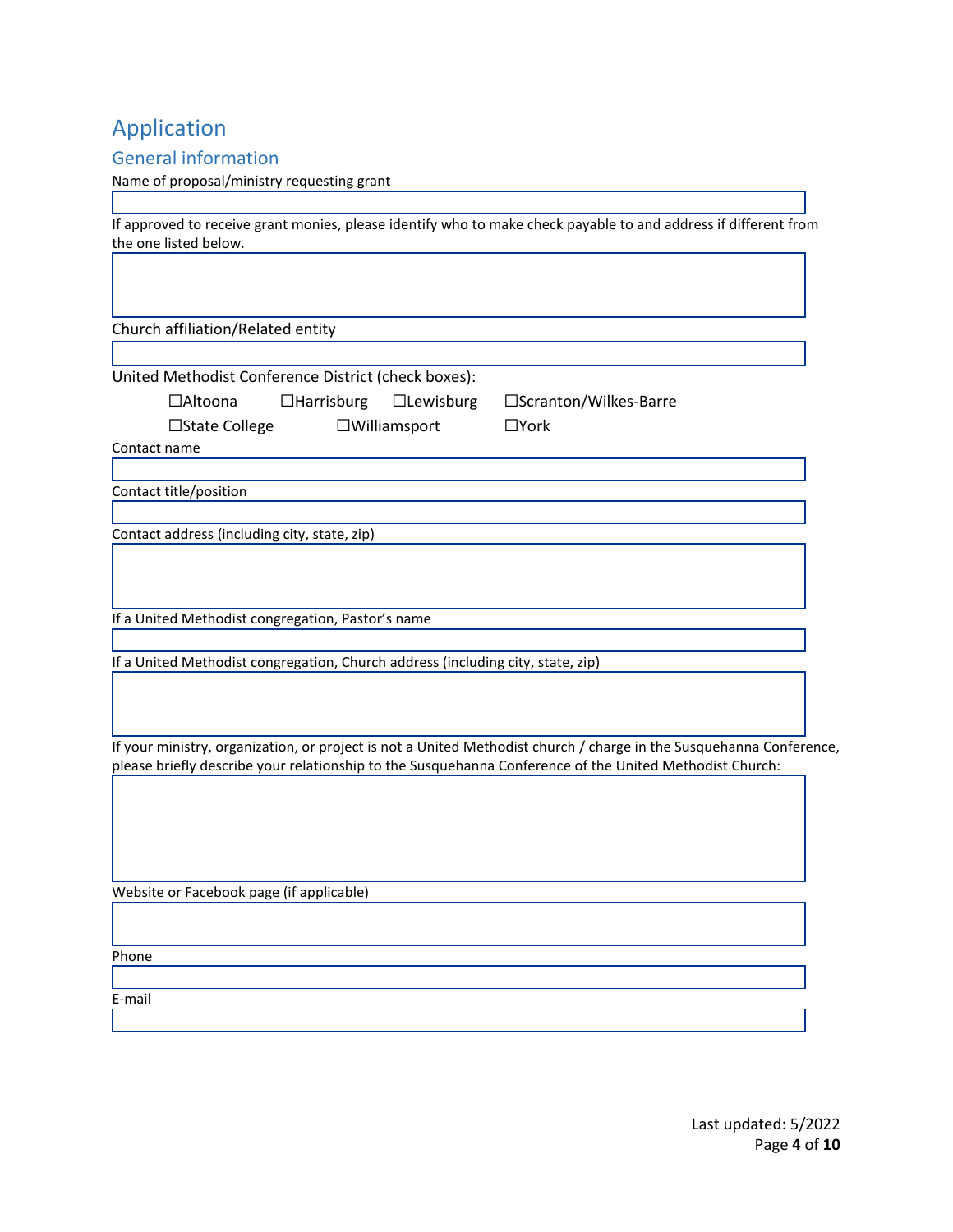# Application

## General information

Name of proposal/ministry requesting grant

If approved to receive grant monies, please identify who to make check payable to and address if different from the one listed below.

Church affiliation/Related entity

United Methodist Conference District (check boxes):

☐Altoona ☐Harrisburg ☐Lewisburg ☐Scranton/Wilkes-Barre

☐State College ☐Williamsport ☐York

Contact name

Contact title/position

Contact address (including city, state, zip)

If a United Methodist congregation, Pastor's name

If a United Methodist congregation, Church address (including city, state, zip)

If your ministry, organization, or project is not a United Methodist church / charge in the Susquehanna Conference, please briefly describe your relationship to the Susquehanna Conference of the United Methodist Church:

Website or Facebook page (if applicable)

Phone

E-mail

Last updated: 5/2022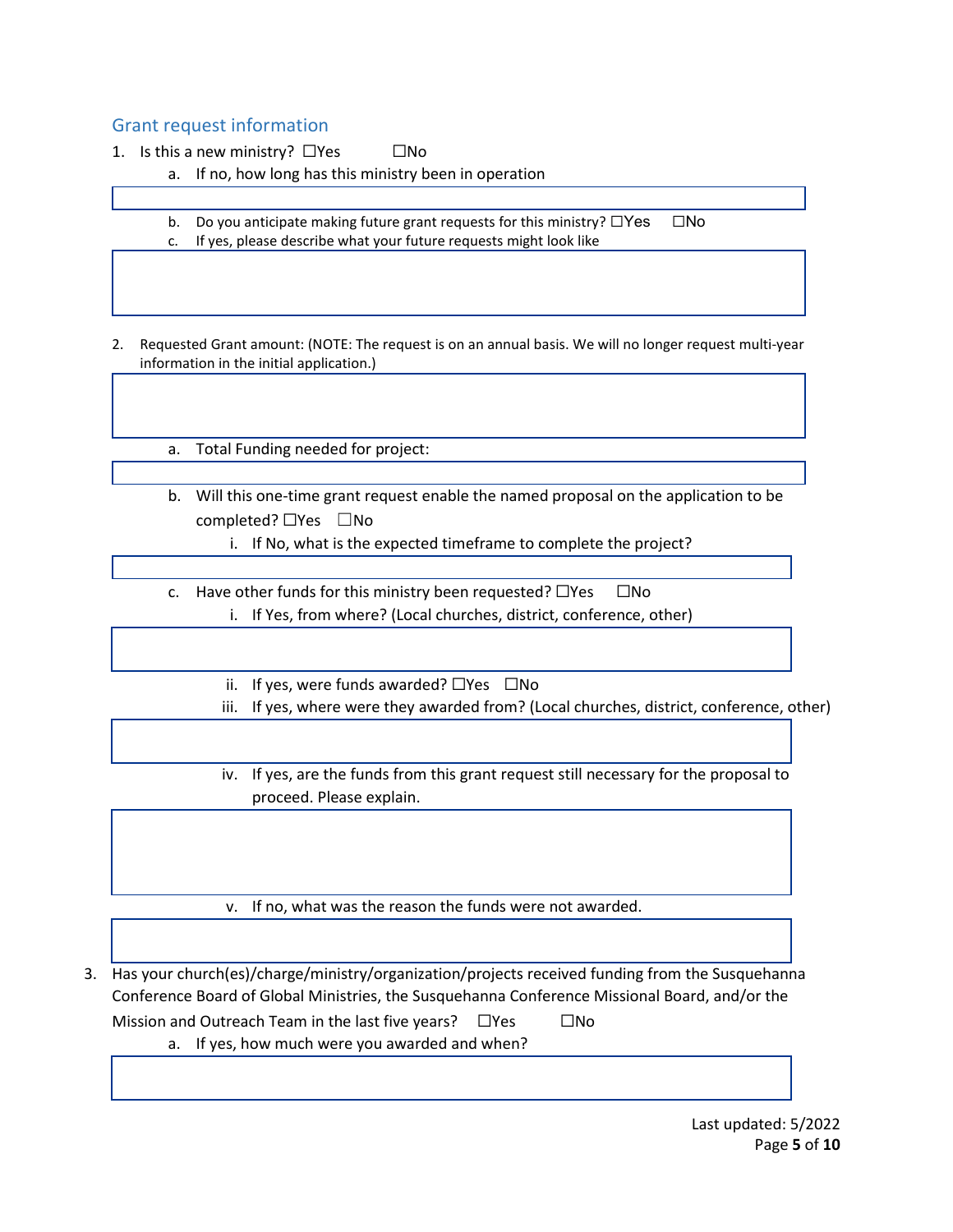## Grant request information

1. Is this a new ministry? ☐Yes ☐No
   a. If no, how long has this ministry been in operation

   b. Do you anticipate making future grant requests for this ministry? ☐Yes ☐No
   c. If yes, please describe what your future requests might look like

2. Requested Grant amount: (NOTE: The request is on an annual basis. We will no longer request multi-year information in the initial application.)

   a. Total Funding needed for project:

   b. Will this one-time grant request enable the named proposal on the application to be completed? ☐Yes ☐No
      i. If No, what is the expected timeframe to complete the project?

   c. Have other funds for this ministry been requested? ☐Yes ☐No
      i. If Yes, from where? (Local churches, district, conference, other)

      ii. If yes, were funds awarded? ☐Yes ☐No
      iii. If yes, where were they awarded from? (Local churches, district, conference, other)

      iv. If yes, are the funds from this grant request still necessary for the proposal to proceed. Please explain.

      v. If no, what was the reason the funds were not awarded.

3. Has your church(es)/charge/ministry/organization/projects received funding from the Susquehanna Conference Board of Global Ministries, the Susquehanna Conference Missional Board, and/or the Mission and Outreach Team in the last five years? ☐Yes ☐No
   a. If yes, how much were you awarded and when?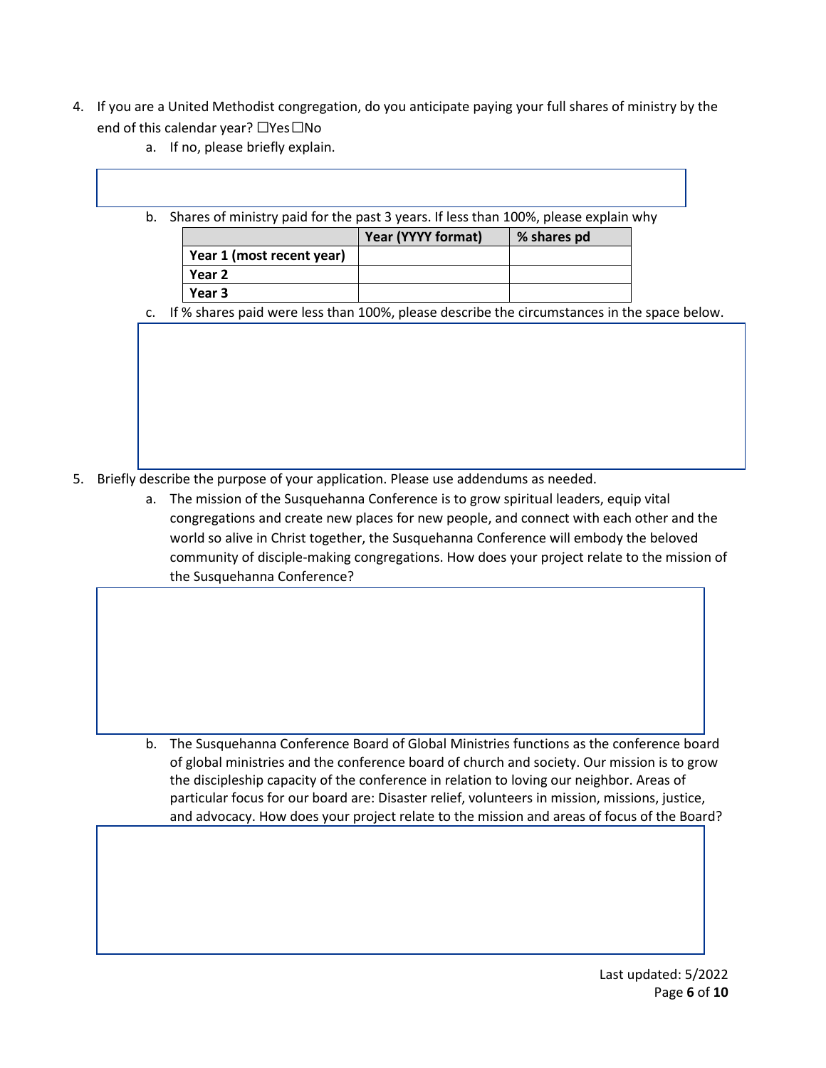4. If you are a United Methodist congregation, do you anticipate paying your full shares of ministry by the end of this calendar year? ☐Yes☐No
   a. If no, please briefly explain.

   b. Shares of ministry paid for the past 3 years. If less than 100%, please explain why

| | Year (YYYY format) | % shares pd |
|---|---|---|
| **Year 1 (most recent year)** | | |
| **Year 2** | | |
| **Year 3** | | |

   c. If % shares paid were less than 100%, please describe the circumstances in the space below.

5. Briefly describe the purpose of your application. Please use addendums as needed.
   a. The mission of the Susquehanna Conference is to grow spiritual leaders, equip vital congregations and create new places for new people, and connect with each other and the world so alive in Christ together, the Susquehanna Conference will embody the beloved community of disciple-making congregations. How does your project relate to the mission of the Susquehanna Conference?

   b. The Susquehanna Conference Board of Global Ministries functions as the conference board of global ministries and the conference board of church and society. Our mission is to grow the discipleship capacity of the conference in relation to loving our neighbor. Areas of particular focus for our board are: Disaster relief, volunteers in mission, missions, justice, and advocacy. How does your project relate to the mission and areas of focus of the Board?

Last updated: 5/2022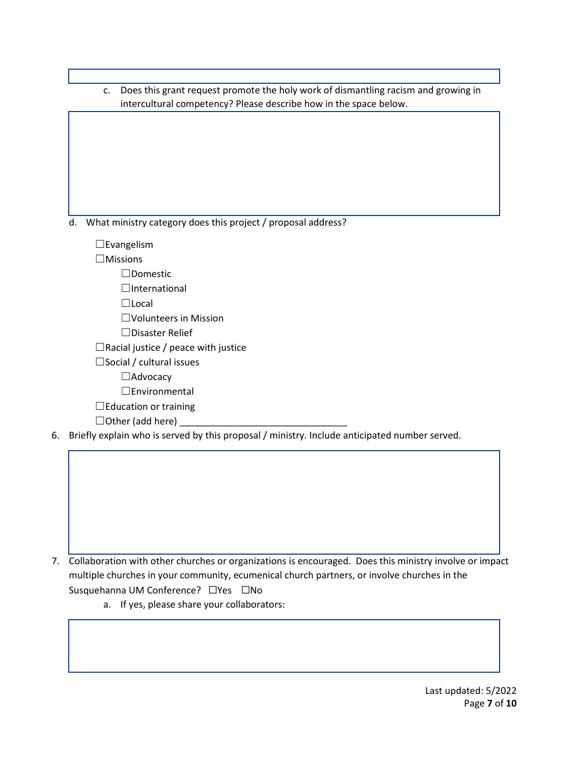c. Does this grant request promote the holy work of dismantling racism and growing in intercultural competency? Please describe how in the space below.

d. What ministry category does this project / proposal address?

- ☐Evangelism
- ☐Missions
  - ☐Domestic
  - ☐International
  - ☐Local
  - ☐Volunteers in Mission
  - ☐Disaster Relief
- ☐Racial justice / peace with justice
- ☐Social / cultural issues
  - ☐Advocacy
  - ☐Environmental
- ☐Education or training
- ☐Other (add here) ________________________________

6. Briefly explain who is served by this proposal / ministry. Include anticipated number served.

7. Collaboration with other churches or organizations is encouraged. Does this ministry involve or impact multiple churches in your community, ecumenical church partners, or involve churches in the Susquehanna UM Conference? ☐Yes ☐No

   a. If yes, please share your collaborators:

Last updated: 5/2022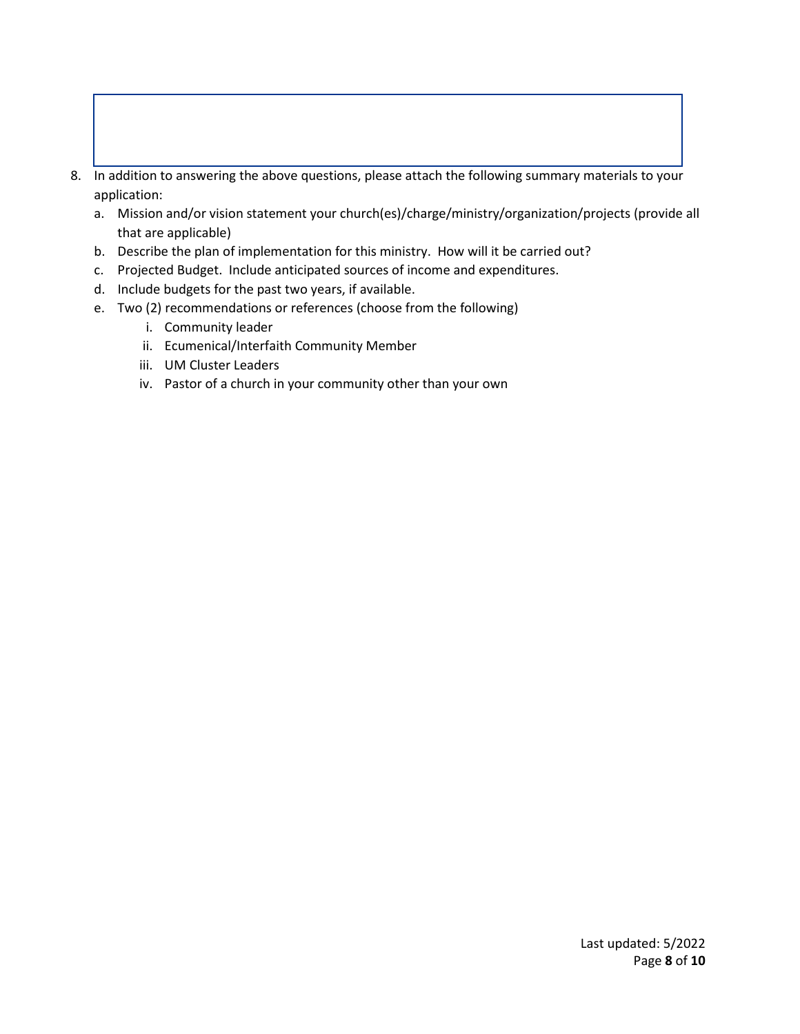8. In addition to answering the above questions, please attach the following summary materials to your application:
   a. Mission and/or vision statement your church(es)/charge/ministry/organization/projects (provide all that are applicable)
   b. Describe the plan of implementation for this ministry. How will it be carried out?
   c. Projected Budget. Include anticipated sources of income and expenditures.
   d. Include budgets for the past two years, if available.
   e. Two (2) recommendations or references (choose from the following)
      i. Community leader
      ii. Ecumenical/Interfaith Community Member
      iii. UM Cluster Leaders
      iv. Pastor of a church in your community other than your own

Last updated: 5/2022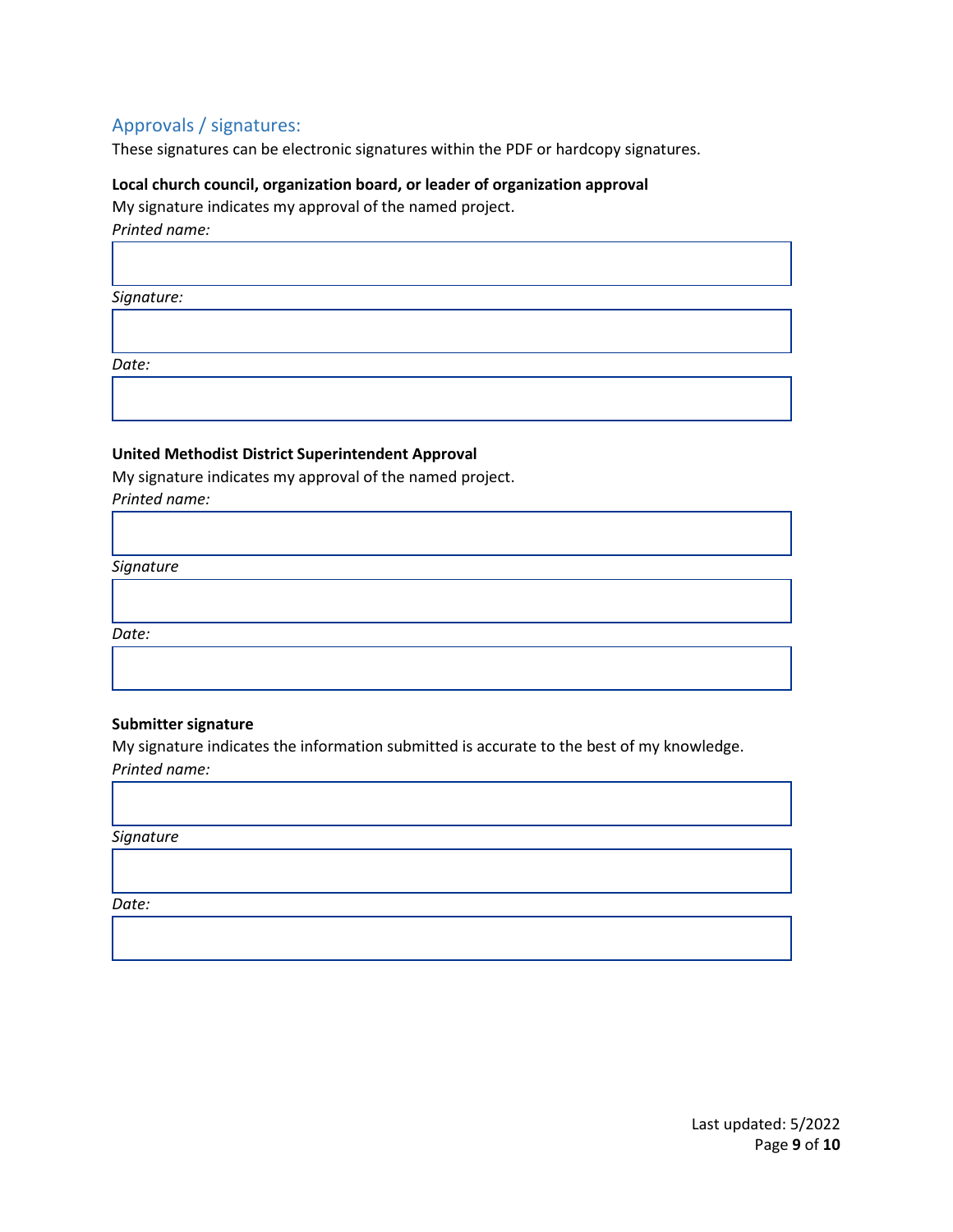## Approvals / signatures:

These signatures can be electronic signatures within the PDF or hardcopy signatures.

**Local church council, organization board, or leader of organization approval**

My signature indicates my approval of the named project.

*Printed name:*

*Signature:*

*Date:*

**United Methodist District Superintendent Approval**

My signature indicates my approval of the named project.

*Printed name:*

*Signature*

*Date:*

**Submitter signature**

My signature indicates the information submitted is accurate to the best of my knowledge.

*Printed name:*

*Signature*

*Date:*

Last updated: 5/2022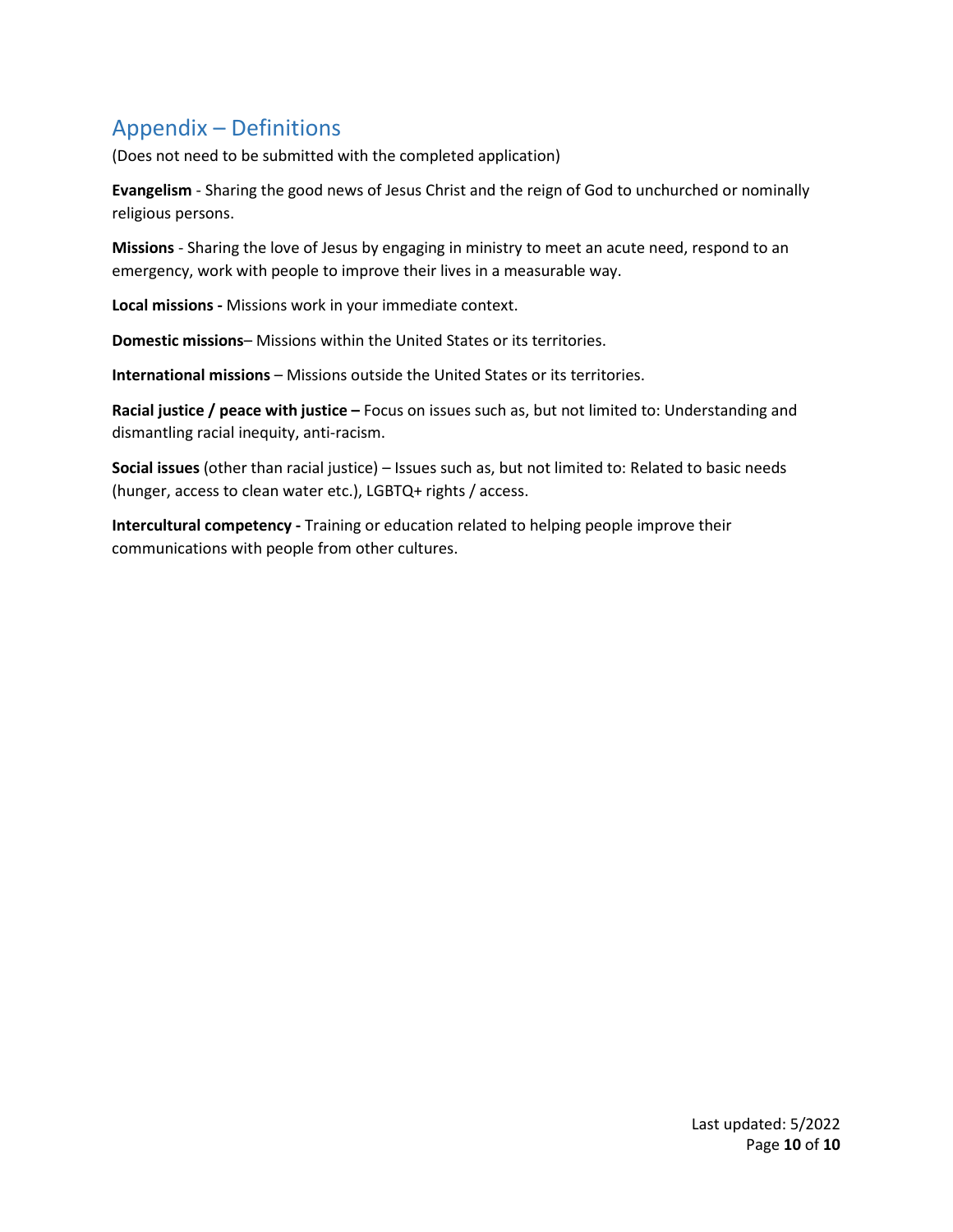## Appendix – Definitions

(Does not need to be submitted with the completed application)

**Evangelism** - Sharing the good news of Jesus Christ and the reign of God to unchurched or nominally religious persons.

**Missions** - Sharing the love of Jesus by engaging in ministry to meet an acute need, respond to an emergency, work with people to improve their lives in a measurable way.

**Local missions -** Missions work in your immediate context.

**Domestic missions**– Missions within the United States or its territories.

**International missions** – Missions outside the United States or its territories.

**Racial justice / peace with justice –** Focus on issues such as, but not limited to: Understanding and dismantling racial inequity, anti-racism.

**Social issues** (other than racial justice) – Issues such as, but not limited to: Related to basic needs (hunger, access to clean water etc.), LGBTQ+ rights / access.

**Intercultural competency -** Training or education related to helping people improve their communications with people from other cultures.

Last updated: 5/2022